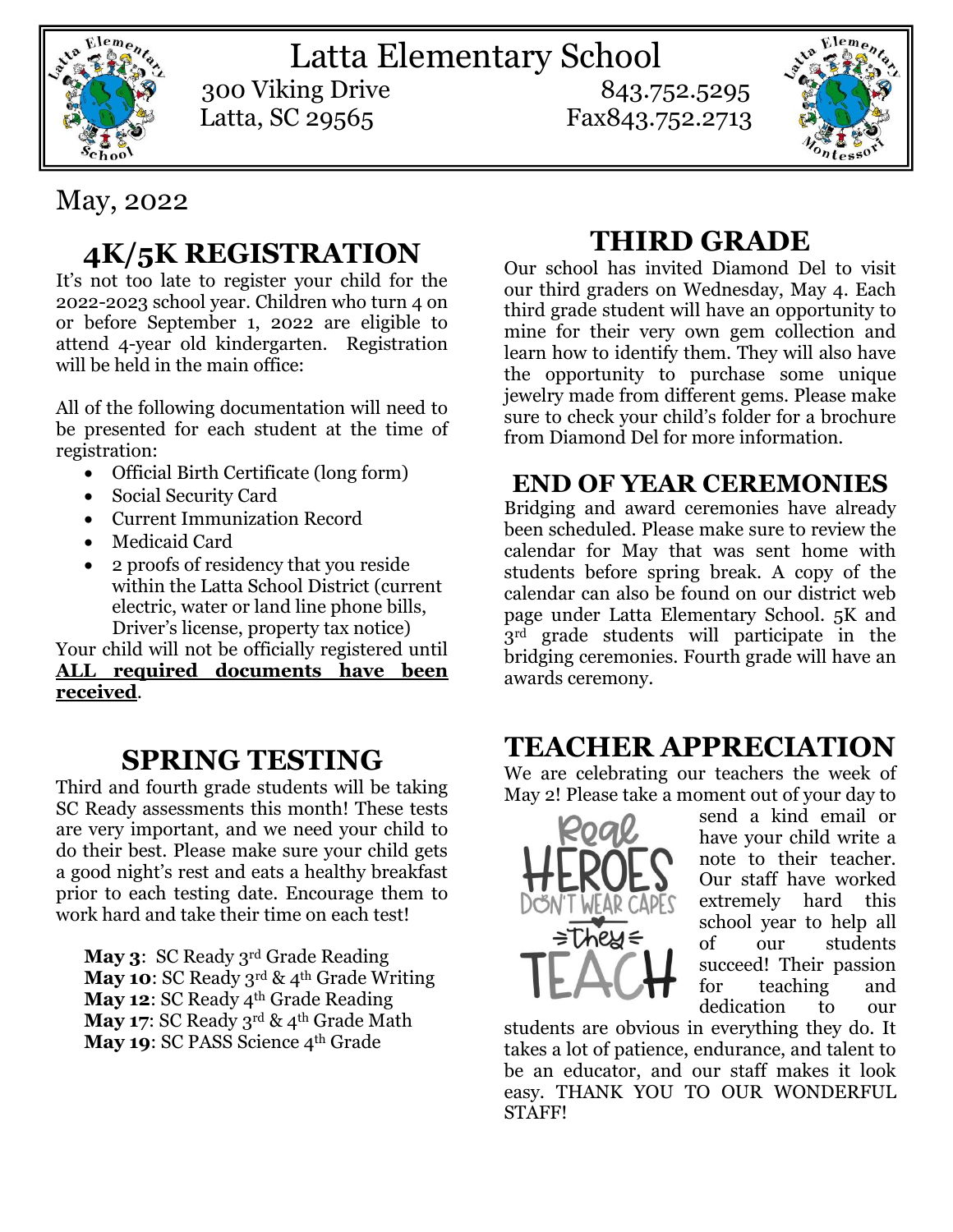# Latta Elementary School

300 Viking Drive
Latta, SC 29565

843.752.5295
Fax843.752.2713

May, 2022

## 4K/5K REGISTRATION

It's not too late to register your child for the 2022-2023 school year. Children who turn 4 on or before September 1, 2022 are eligible to attend 4-year old kindergarten. Registration will be held in the main office:

All of the following documentation will need to be presented for each student at the time of registration:

- Official Birth Certificate (long form)
- Social Security Card
- Current Immunization Record
- Medicaid Card
- 2 proofs of residency that you reside within the Latta School District (current electric, water or land line phone bills, Driver's license, property tax notice)

Your child will not be officially registered until **ALL required documents have been received**.

## SPRING TESTING

Third and fourth grade students will be taking SC Ready assessments this month! These tests are very important, and we need your child to do their best. Please make sure your child gets a good night's rest and eats a healthy breakfast prior to each testing date. Encourage them to work hard and take their time on each test!

**May 3**: SC Ready 3rd Grade Reading
**May 10**: SC Ready 3rd & 4th Grade Writing
**May 12**: SC Ready 4th Grade Reading
**May 17**: SC Ready 3rd & 4th Grade Math
**May 19**: SC PASS Science 4th Grade

## THIRD GRADE

Our school has invited Diamond Del to visit our third graders on Wednesday, May 4. Each third grade student will have an opportunity to mine for their very own gem collection and learn how to identify them. They will also have the opportunity to purchase some unique jewelry made from different gems. Please make sure to check your child's folder for a brochure from Diamond Del for more information.

## END OF YEAR CEREMONIES

Bridging and award ceremonies have already been scheduled. Please make sure to review the calendar for May that was sent home with students before spring break. A copy of the calendar can also be found on our district web page under Latta Elementary School. 5K and 3rd grade students will participate in the bridging ceremonies. Fourth grade will have an awards ceremony.

## TEACHER APPRECIATION

We are celebrating our teachers the week of May 2! Please take a moment out of your day to send a kind email or have your child write a note to their teacher. Our staff have worked extremely hard this school year to help all of our students succeed! Their passion for teaching and dedication to our students are obvious in everything they do. It takes a lot of patience, endurance, and talent to be an educator, and our staff makes it look easy. THANK YOU TO OUR WONDERFUL STAFF!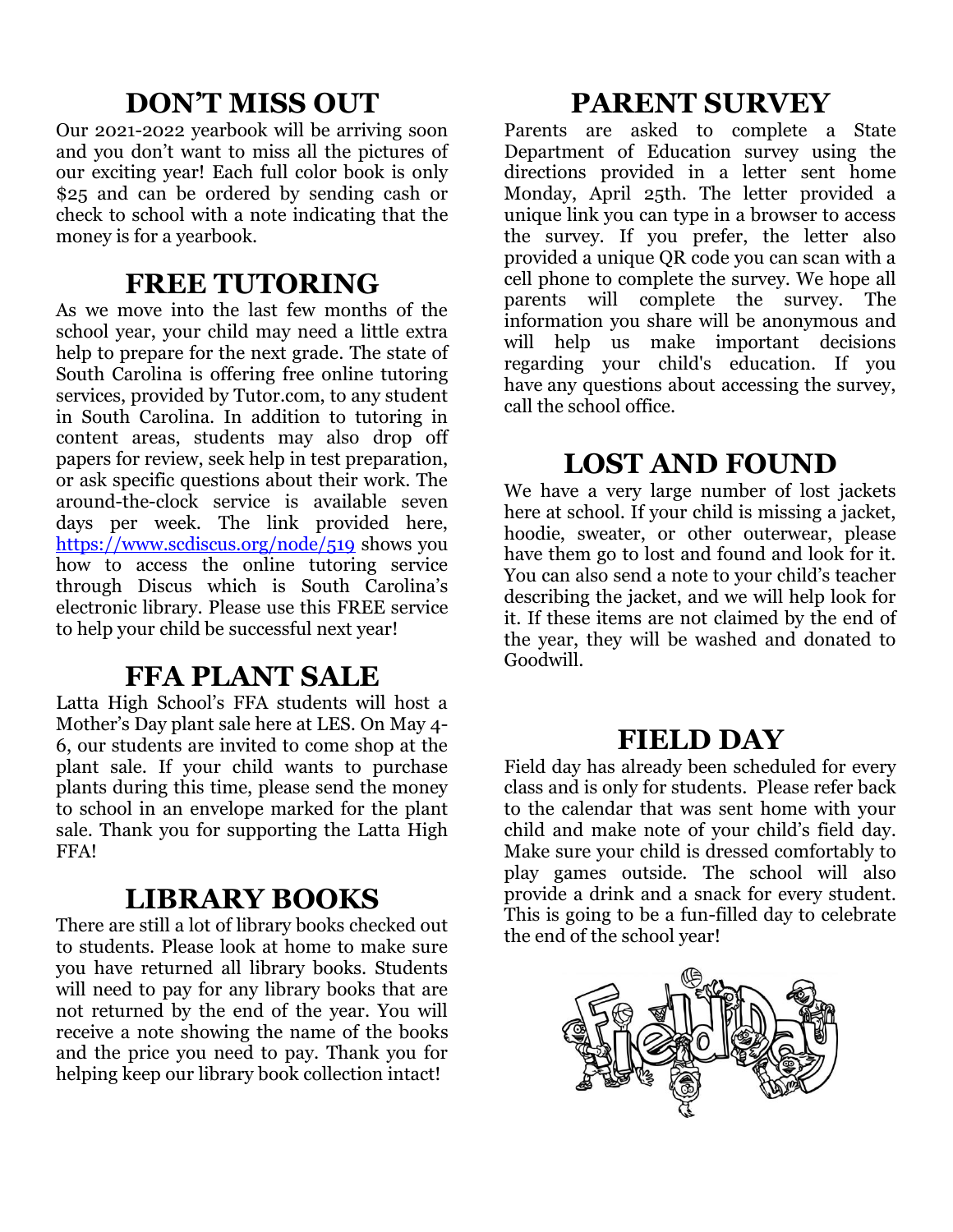## DON'T MISS OUT

Our 2021-2022 yearbook will be arriving soon and you don't want to miss all the pictures of our exciting year! Each full color book is only $25 and can be ordered by sending cash or check to school with a note indicating that the money is for a yearbook.

## FREE TUTORING

As we move into the last few months of the school year, your child may need a little extra help to prepare for the next grade. The state of South Carolina is offering free online tutoring services, provided by Tutor.com, to any student in South Carolina. In addition to tutoring in content areas, students may also drop off papers for review, seek help in test preparation, or ask specific questions about their work. The around-the-clock service is available seven days per week. The link provided here, https://www.scdiscus.org/node/519 shows you how to access the online tutoring service through Discus which is South Carolina's electronic library. Please use this FREE service to help your child be successful next year!

## FFA PLANT SALE

Latta High School's FFA students will host a Mother's Day plant sale here at LES. On May 4-6, our students are invited to come shop at the plant sale. If your child wants to purchase plants during this time, please send the money to school in an envelope marked for the plant sale. Thank you for supporting the Latta High FFA!

## LIBRARY BOOKS

There are still a lot of library books checked out to students. Please look at home to make sure you have returned all library books. Students will need to pay for any library books that are not returned by the end of the year. You will receive a note showing the name of the books and the price you need to pay. Thank you for helping keep our library book collection intact!

## PARENT SURVEY

Parents are asked to complete a State Department of Education survey using the directions provided in a letter sent home Monday, April 25th. The letter provided a unique link you can type in a browser to access the survey. If you prefer, the letter also provided a unique QR code you can scan with a cell phone to complete the survey. We hope all parents will complete the survey. The information you share will be anonymous and will help us make important decisions regarding your child's education. If you have any questions about accessing the survey, call the school office.

## LOST AND FOUND

We have a very large number of lost jackets here at school. If your child is missing a jacket, hoodie, sweater, or other outerwear, please have them go to lost and found and look for it. You can also send a note to your child's teacher describing the jacket, and we will help look for it. If these items are not claimed by the end of the year, they will be washed and donated to Goodwill.

## FIELD DAY

Field day has already been scheduled for every class and is only for students. Please refer back to the calendar that was sent home with your child and make note of your child's field day. Make sure your child is dressed comfortably to play games outside. The school will also provide a drink and a snack for every student. This is going to be a fun-filled day to celebrate the end of the school year!